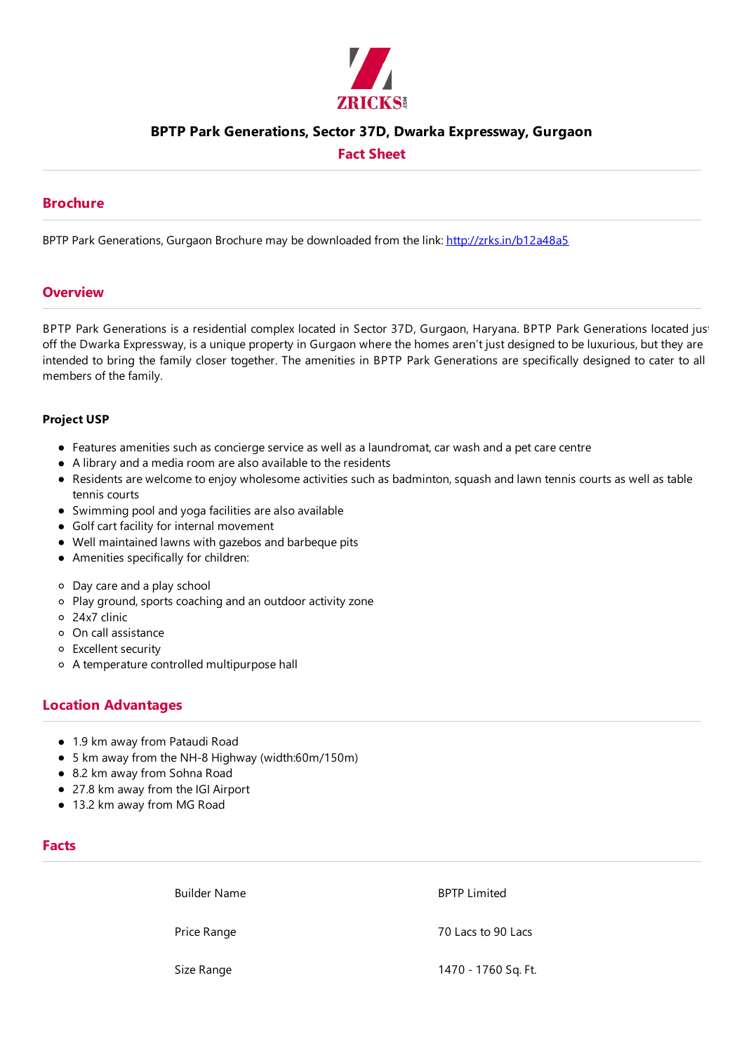ZRICKS.com

# BPTP Park Generations, Sector 37D, Dwarka Expressway, Gurgaon

## Fact Sheet

## Brochure

BPTP Park Generations, Gurgaon Brochure may be downloaded from the link: [http://zrks.in/b12a48a5](http://zrks.in/b12a48a5)

## Overview

BPTP Park Generations is a residential complex located in Sector 37D, Gurgaon, Haryana. BPTP Park Generations located just off the Dwarka Expressway, is a unique property in Gurgaon where the homes aren't just designed to be luxurious, but they are intended to bring the family closer together. The amenities in BPTP Park Generations are specifically designed to cater to all members of the family.

**Project USP**

- Features amenities such as concierge service as well as a laundromat, car wash and a pet care centre
- A library and a media room are also available to the residents
- Residents are welcome to enjoy wholesome activities such as badminton, squash and lawn tennis courts as well as table tennis courts
- Swimming pool and yoga facilities are also available
- Golf cart facility for internal movement
- Well maintained lawns with gazebos and barbeque pits
- Amenities specifically for children:

  - Day care and a play school
  - Play ground, sports coaching and an outdoor activity zone
  - 24x7 clinic
  - On call assistance
  - Excellent security
  - A temperature controlled multipurpose hall

## Location Advantages

- 1.9 km away from Pataudi Road
- 5 km away from the NH-8 Highway (width:60m/150m)
- 8.2 km away from Sohna Road
- 27.8 km away from the IGI Airport
- 13.2 km away from MG Road

## Facts

| | |
|---|---|
| Builder Name | BPTP Limited |
| Price Range | 70 Lacs to 90 Lacs |
| Size Range | 1470 - 1760 Sq. Ft. |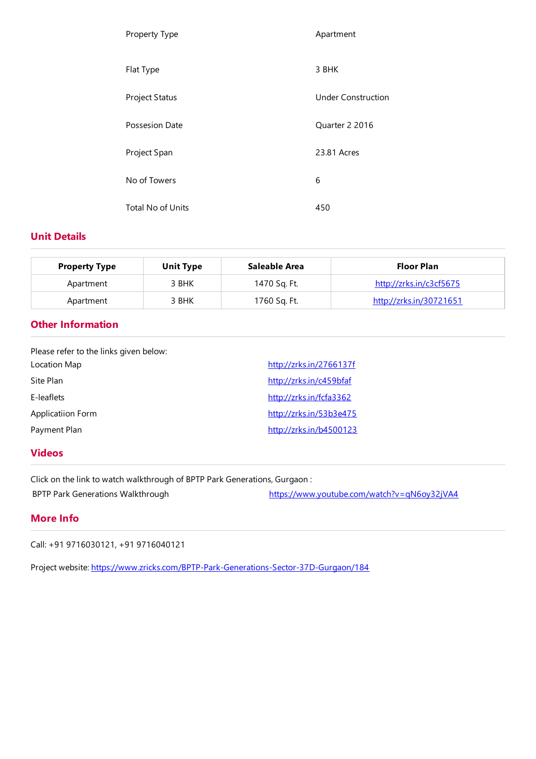| | |
|---|---|
| Property Type | Apartment |
| Flat Type | 3 BHK |
| Project Status | Under Construction |
| Possesion Date | Quarter 2 2016 |
| Project Span | 23.81 Acres |
| No of Towers | 6 |
| Total No of Units | 450 |

## Unit Details

| Property Type | Unit Type | Saleable Area | Floor Plan |
|---|---|---|---|
| Apartment | 3 BHK | 1470 Sq. Ft. | http://zrks.in/c3cf5675 |
| Apartment | 3 BHK | 1760 Sq. Ft. | http://zrks.in/30721651 |

## Other Information

Please refer to the links given below:

| | |
|---|---|
| Location Map | http://zrks.in/2766137f |
| Site Plan | http://zrks.in/c459bfaf |
| E-leaflets | http://zrks.in/fcfa3362 |
| Applicatiion Form | http://zrks.in/53b3e475 |
| Payment Plan | http://zrks.in/b4500123 |

## Videos

Click on the link to watch walkthrough of BPTP Park Generations, Gurgaon :

BPTP Park Generations Walkthrough https://www.youtube.com/watch?v=qN6oy32jVA4

## More Info

Call: +91 9716030121, +91 9716040121

Project website: https://www.zricks.com/BPTP-Park-Generations-Sector-37D-Gurgaon/184